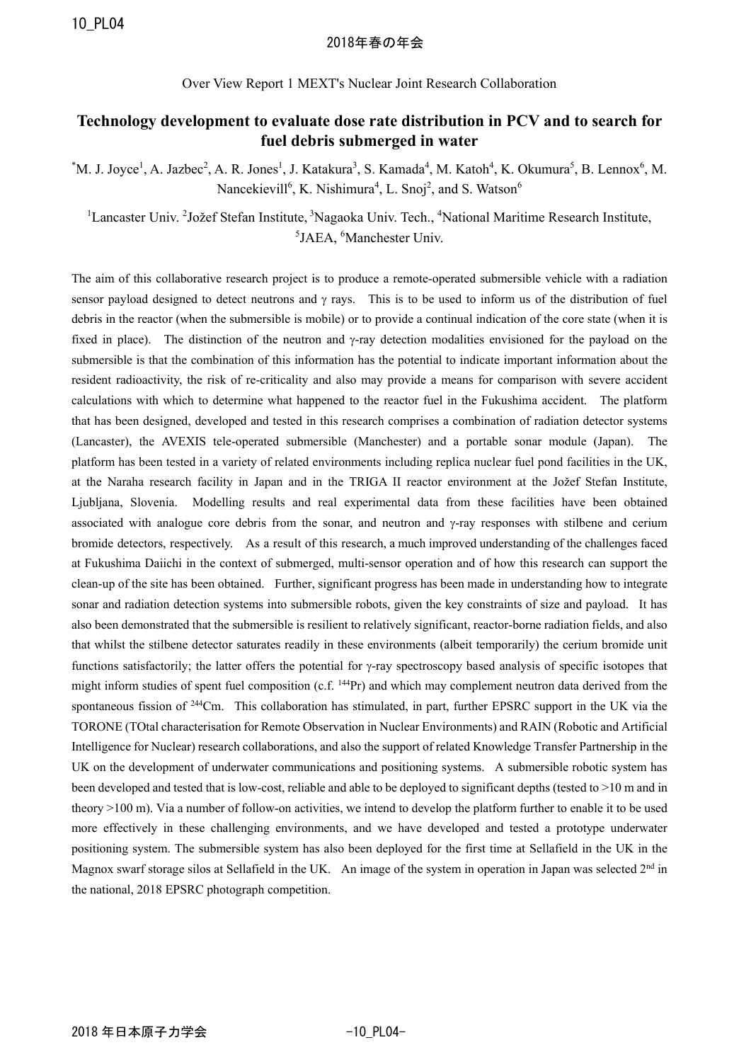Over View Report 1 MEXT's Nuclear Joint Research Collaboration

# Technology development to evaluate dose rate distribution in PCV and to search for fuel debris submerged in water

*M. J. Joyce[1], A. Jazbec[2], A. R. Jones[1], J. Katakura[3], S. Kamada[4], M. Katoh[4], K. Okumura[5], B. Lennox[6], M. Nancekievill[6], K. Nishimura[4], L. Snoj[2], and S. Watson[6]

[1]Lancaster Univ. [2]Jožef Stefan Institute, [3]Nagaoka Univ. Tech., [4]National Maritime Research Institute, [5]JAEA, [6]Manchester Univ.

The aim of this collaborative research project is to produce a remote-operated submersible vehicle with a radiation sensor payload designed to detect neutrons and γ rays. This is to be used to inform us of the distribution of fuel debris in the reactor (when the submersible is mobile) or to provide a continual indication of the core state (when it is fixed in place). The distinction of the neutron and γ-ray detection modalities envisioned for the payload on the submersible is that the combination of this information has the potential to indicate important information about the resident radioactivity, the risk of re-criticality and also may provide a means for comparison with severe accident calculations with which to determine what happened to the reactor fuel in the Fukushima accident. The platform that has been designed, developed and tested in this research comprises a combination of radiation detector systems (Lancaster), the AVEXIS tele-operated submersible (Manchester) and a portable sonar module (Japan). The platform has been tested in a variety of related environments including replica nuclear fuel pond facilities in the UK, at the Naraha research facility in Japan and in the TRIGA II reactor environment at the Jožef Stefan Institute, Ljubljana, Slovenia. Modelling results and real experimental data from these facilities have been obtained associated with analogue core debris from the sonar, and neutron and γ-ray responses with stilbene and cerium bromide detectors, respectively. As a result of this research, a much improved understanding of the challenges faced at Fukushima Daiichi in the context of submerged, multi-sensor operation and of how this research can support the clean-up of the site has been obtained. Further, significant progress has been made in understanding how to integrate sonar and radiation detection systems into submersible robots, given the key constraints of size and payload. It has also been demonstrated that the submersible is resilient to relatively significant, reactor-borne radiation fields, and also that whilst the stilbene detector saturates readily in these environments (albeit temporarily) the cerium bromide unit functions satisfactorily; the latter offers the potential for γ-ray spectroscopy based analysis of specific isotopes that might inform studies of spent fuel composition (c.f. $^{144}$Pr) and which may complement neutron data derived from the spontaneous fission of $^{244}$Cm. This collaboration has stimulated, in part, further EPSRC support in the UK via the TORONE (TOtal characterisation for Remote Observation in Nuclear Environments) and RAIN (Robotic and Artificial Intelligence for Nuclear) research collaborations, and also the support of related Knowledge Transfer Partnership in the UK on the development of underwater communications and positioning systems. A submersible robotic system has been developed and tested that is low-cost, reliable and able to be deployed to significant depths (tested to >10 m and in theory >100 m). Via a number of follow-on activities, we intend to develop the platform further to enable it to be used more effectively in these challenging environments, and we have developed and tested a prototype underwater positioning system. The submersible system has also been deployed for the first time at Sellafield in the UK in the Magnox swarf storage silos at Sellafield in the UK. An image of the system in operation in Japan was selected 2nd in the national, 2018 EPSRC photograph competition.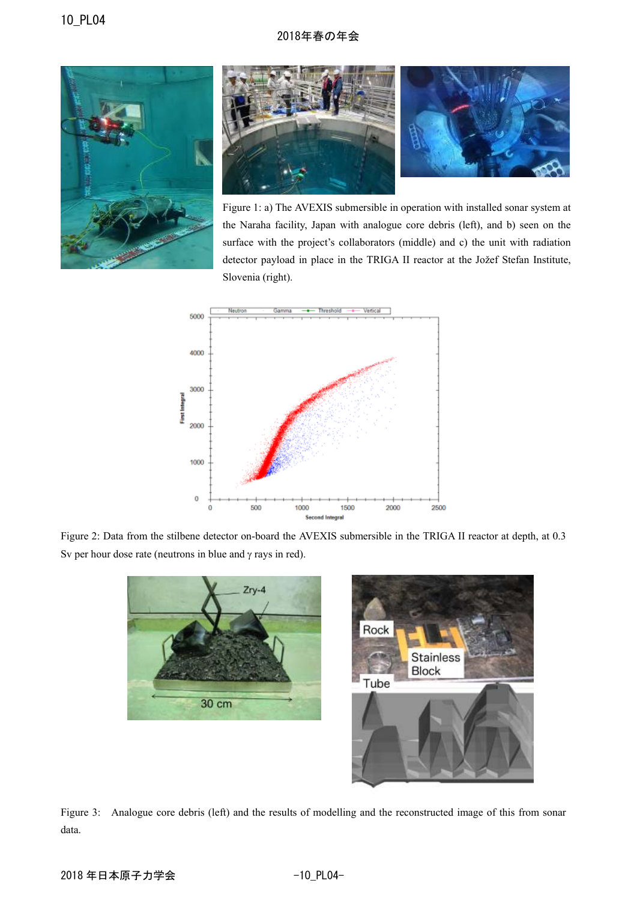Figure 1: a) The AVEXIS submersible in operation with installed sonar system at the Naraha facility, Japan with analogue core debris (left), and b) seen on the surface with the project's collaborators (middle) and c) the unit with radiation detector payload in place in the TRIGA II reactor at the Jožef Stefan Institute, Slovenia (right).

Figure 2: Data from the stilbene detector on-board the AVEXIS submersible in the TRIGA II reactor at depth, at 0.3 Sv per hour dose rate (neutrons in blue and γ rays in red).

Figure 3: Analogue core debris (left) and the results of modelling and the reconstructed image of this from sonar data.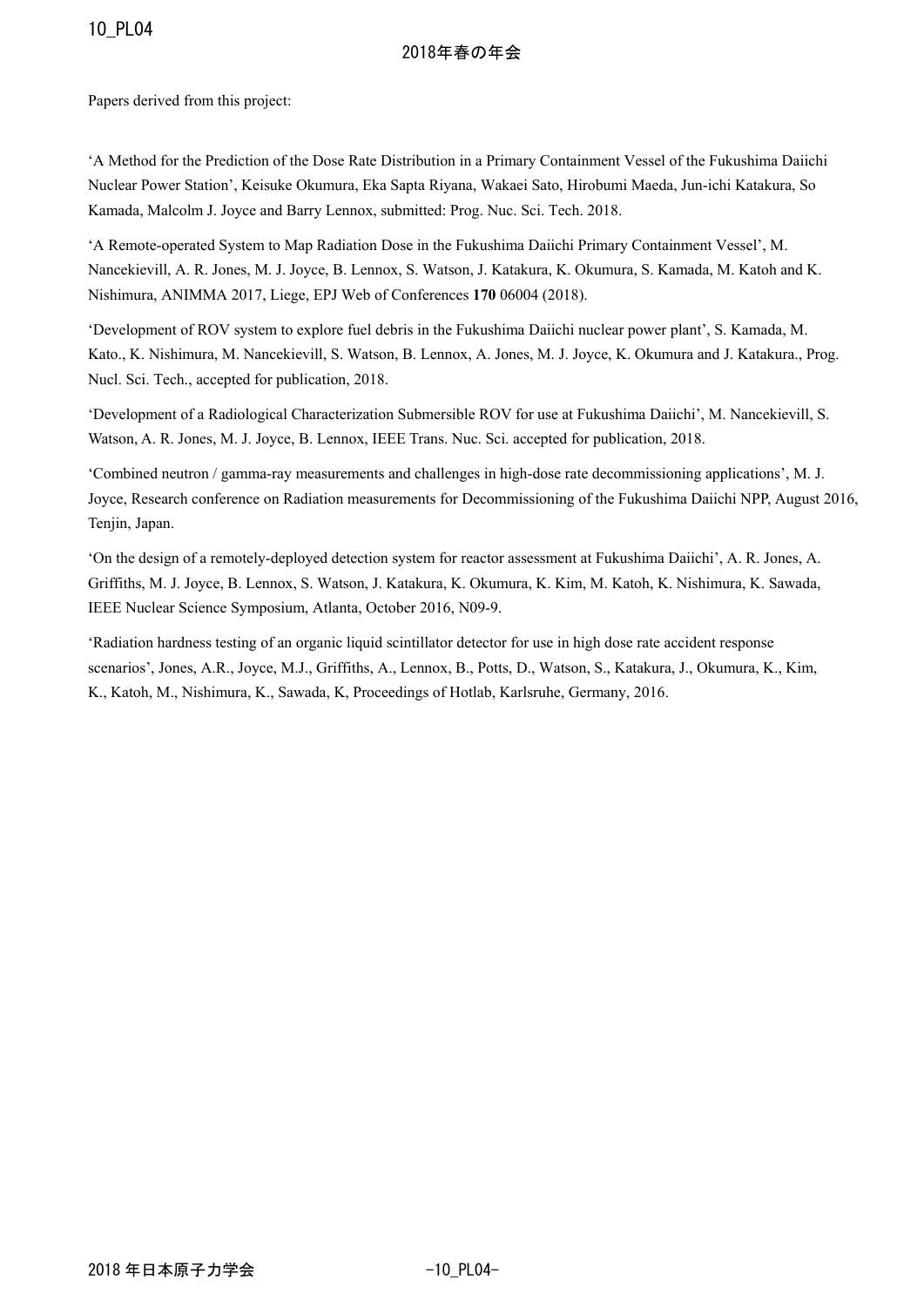Papers derived from this project:

‘A Method for the Prediction of the Dose Rate Distribution in a Primary Containment Vessel of the Fukushima Daiichi Nuclear Power Station’, Keisuke Okumura, Eka Sapta Riyana, Wakaei Sato, Hirobumi Maeda, Jun-ichi Katakura, So Kamada, Malcolm J. Joyce and Barry Lennox, submitted: Prog. Nuc. Sci. Tech. 2018.

‘A Remote-operated System to Map Radiation Dose in the Fukushima Daiichi Primary Containment Vessel’, M. Nancekievill, A. R. Jones, M. J. Joyce, B. Lennox, S. Watson, J. Katakura, K. Okumura, S. Kamada, M. Katoh and K. Nishimura, ANIMMA 2017, Liege, EPJ Web of Conferences **170** 06004 (2018).

‘Development of ROV system to explore fuel debris in the Fukushima Daiichi nuclear power plant’, S. Kamada, M. Kato., K. Nishimura, M. Nancekievill, S. Watson, B. Lennox, A. Jones, M. J. Joyce, K. Okumura and J. Katakura., Prog. Nucl. Sci. Tech., accepted for publication, 2018.

‘Development of a Radiological Characterization Submersible ROV for use at Fukushima Daiichi’, M. Nancekievill, S. Watson, A. R. Jones, M. J. Joyce, B. Lennox, IEEE Trans. Nuc. Sci. accepted for publication, 2018.

‘Combined neutron / gamma-ray measurements and challenges in high-dose rate decommissioning applications’, M. J. Joyce, Research conference on Radiation measurements for Decommissioning of the Fukushima Daiichi NPP, August 2016, Tenjin, Japan.

‘On the design of a remotely-deployed detection system for reactor assessment at Fukushima Daiichi’, A. R. Jones, A. Griffiths, M. J. Joyce, B. Lennox, S. Watson, J. Katakura, K. Okumura, K. Kim, M. Katoh, K. Nishimura, K. Sawada, IEEE Nuclear Science Symposium, Atlanta, October 2016, N09-9.

‘Radiation hardness testing of an organic liquid scintillator detector for use in high dose rate accident response scenarios’, Jones, A.R., Joyce, M.J., Griffiths, A., Lennox, B., Potts, D., Watson, S., Katakura, J., Okumura, K., Kim, K., Katoh, M., Nishimura, K., Sawada, K, Proceedings of Hotlab, Karlsruhe, Germany, 2016.